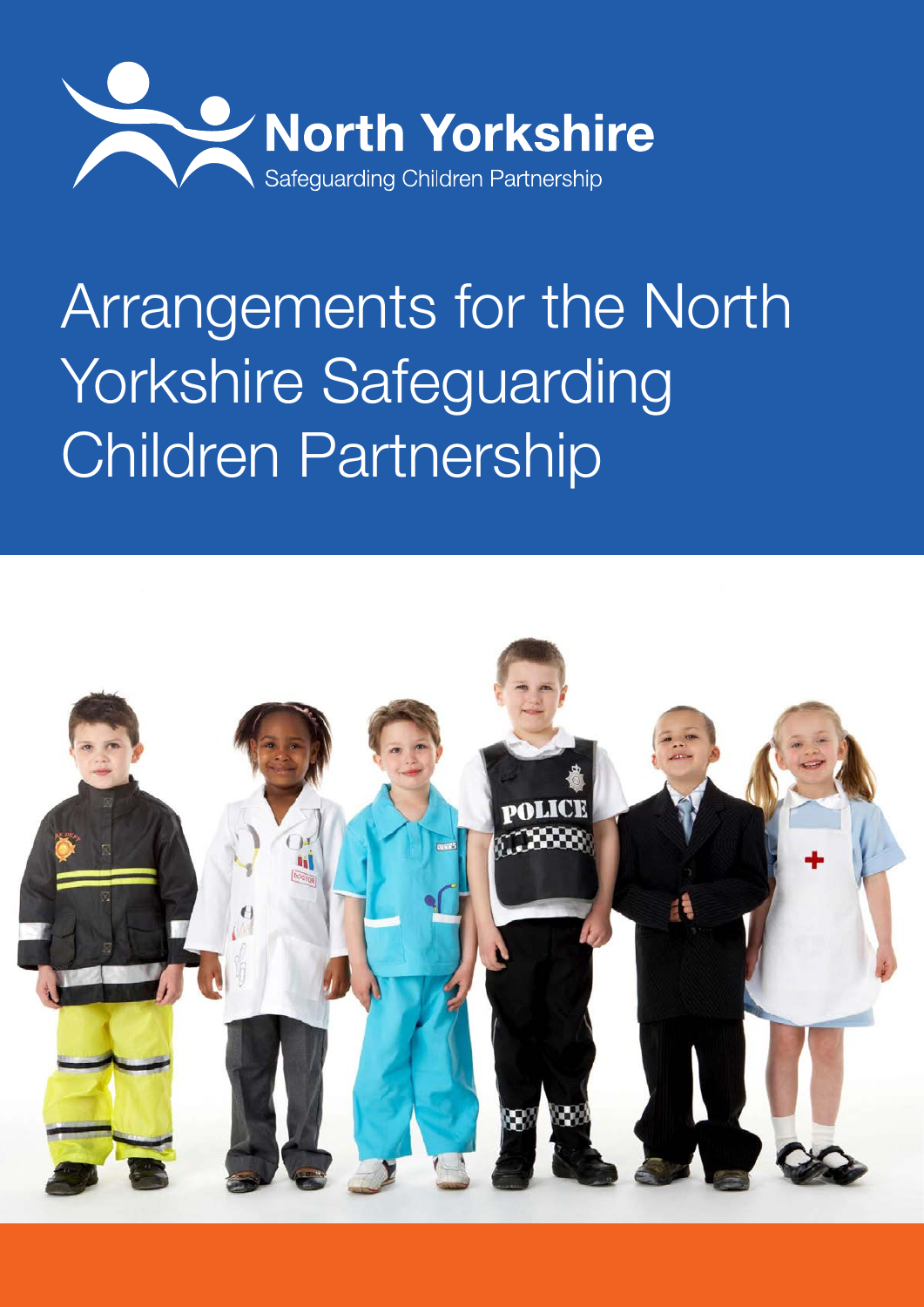North Yorkshire
Safeguarding Children Partnership

# Arrangements for the North Yorkshire Safeguarding Children Partnership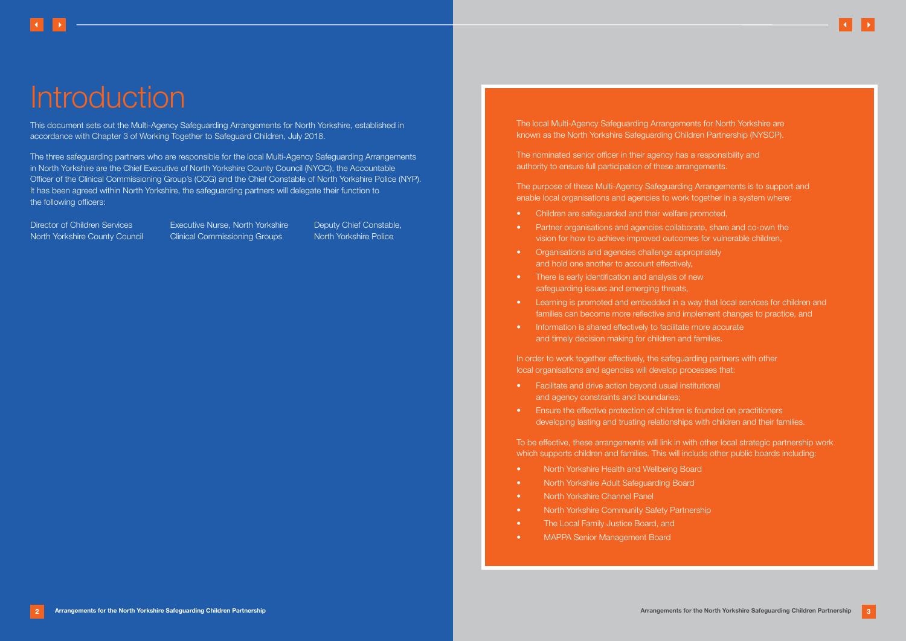# Introduction

This document sets out the Multi-Agency Safeguarding Arrangements for North Yorkshire, established in accordance with Chapter 3 of Working Together to Safeguard Children, July 2018.

The three safeguarding partners who are responsible for the local Multi-Agency Safeguarding Arrangements in North Yorkshire are the Chief Executive of North Yorkshire County Council (NYCC), the Accountable Officer of the Clinical Commissioning Group's (CCG) and the Chief Constable of North Yorkshire Police (NYP). It has been agreed within North Yorkshire, the safeguarding partners will delegate their function to the following officers:

Director of Children Services
North Yorkshire County Council

Executive Nurse, North Yorkshire
Clinical Commissioning Groups

Deputy Chief Constable,
North Yorkshire Police

The local Multi-Agency Safeguarding Arrangements for North Yorkshire are known as the North Yorkshire Safeguarding Children Partnership (NYSCP).

The nominated senior officer in their agency has a responsibility and authority to ensure full participation of these arrangements.

The purpose of these Multi-Agency Safeguarding Arrangements is to support and enable local organisations and agencies to work together in a system where:

- Children are safeguarded and their welfare promoted,
- Partner organisations and agencies collaborate, share and co-own the vision for how to achieve improved outcomes for vulnerable children,
- Organisations and agencies challenge appropriately and hold one another to account effectively,
- There is early identification and analysis of new safeguarding issues and emerging threats,
- Learning is promoted and embedded in a way that local services for children and families can become more reflective and implement changes to practice, and
- Information is shared effectively to facilitate more accurate and timely decision making for children and families.

In order to work together effectively, the safeguarding partners with other local organisations and agencies will develop processes that:

- Facilitate and drive action beyond usual institutional and agency constraints and boundaries;
- Ensure the effective protection of children is founded on practitioners developing lasting and trusting relationships with children and their families.

To be effective, these arrangements will link in with other local strategic partnership work which supports children and families. This will include other public boards including:

- North Yorkshire Health and Wellbeing Board
- North Yorkshire Adult Safeguarding Board
- North Yorkshire Channel Panel
- North Yorkshire Community Safety Partnership
- The Local Family Justice Board, and
- MAPPA Senior Management Board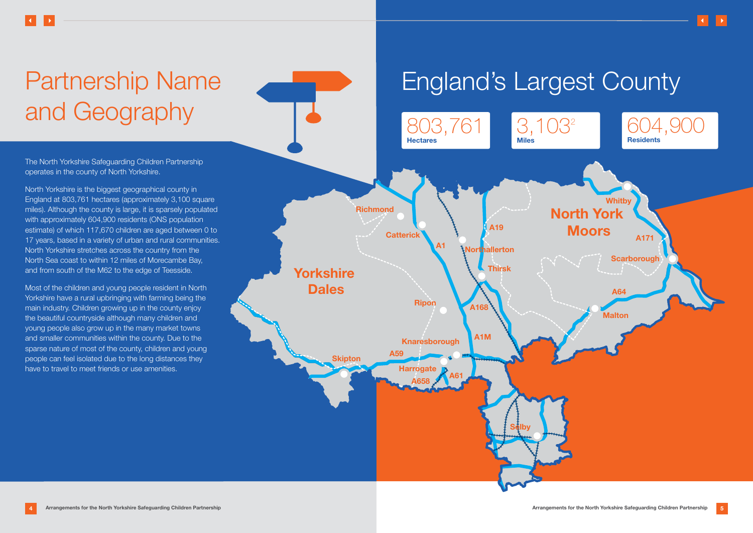# Partnership Name and Geography

The North Yorkshire Safeguarding Children Partnership operates in the county of North Yorkshire.

North Yorkshire is the biggest geographical county in England at 803,761 hectares (approximately 3,100 square miles). Although the county is large, it is sparsely populated with approximately 604,900 residents (ONS population estimate) of which 117,670 children are aged between 0 to 17 years, based in a variety of urban and rural communities. North Yorkshire stretches across the country from the North Sea coast to within 12 miles of Morecambe Bay, and from south of the M62 to the edge of Teesside.

Most of the children and young people resident in North Yorkshire have a rural upbringing with farming being the main industry. Children growing up in the county enjoy the beautiful countryside although many children and young people also grow up in the many market towns and smaller communities within the county. Due to the sparse nature of most of the county, children and young people can feel isolated due to the long distances they have to travel to meet friends or use amenities.

# England's Largest County

**803,761** Hectares

**3,103²** Miles

**604,900** Residents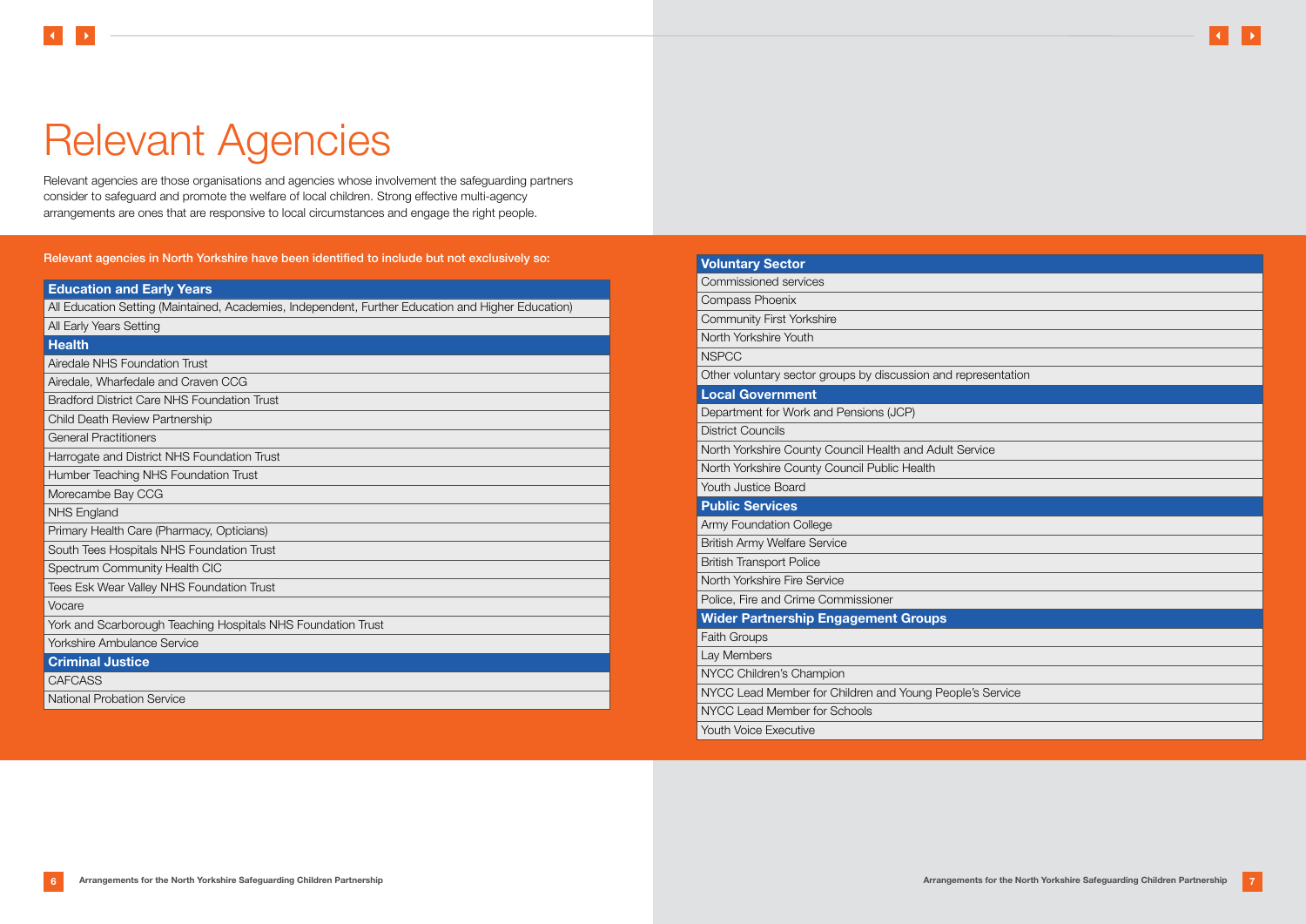# Relevant Agencies

Relevant agencies are those organisations and agencies whose involvement the safeguarding partners consider to safeguard and promote the welfare of local children. Strong effective multi-agency arrangements are ones that are responsive to local circumstances and engage the right people.

**Relevant agencies in North Yorkshire have been identified to include but not exclusively so:**

| **Education and Early Years** |
|---|
| All Education Setting (Maintained, Academies, Independent, Further Education and Higher Education) |
| All Early Years Setting |
| **Health** |
| Airedale NHS Foundation Trust |
| Airedale, Wharfedale and Craven CCG |
| Bradford District Care NHS Foundation Trust |
| Child Death Review Partnership |
| General Practitioners |
| Harrogate and District NHS Foundation Trust |
| Humber Teaching NHS Foundation Trust |
| Morecambe Bay CCG |
| NHS England |
| Primary Health Care (Pharmacy, Opticians) |
| South Tees Hospitals NHS Foundation Trust |
| Spectrum Community Health CIC |
| Tees Esk Wear Valley NHS Foundation Trust |
| Vocare |
| York and Scarborough Teaching Hospitals NHS Foundation Trust |
| Yorkshire Ambulance Service |
| **Criminal Justice** |
| CAFCASS |
| National Probation Service |

| **Voluntary Sector** |
|---|
| Commissioned services |
| Compass Phoenix |
| Community First Yorkshire |
| North Yorkshire Youth |
| NSPCC |
| Other voluntary sector groups by discussion and representation |
| **Local Government** |
| Department for Work and Pensions (JCP) |
| District Councils |
| North Yorkshire County Council Health and Adult Service |
| North Yorkshire County Council Public Health |
| Youth Justice Board |
| **Public Services** |
| Army Foundation College |
| British Army Welfare Service |
| British Transport Police |
| North Yorkshire Fire Service |
| Police, Fire and Crime Commissioner |
| **Wider Partnership Engagement Groups** |
| Faith Groups |
| Lay Members |
| NYCC Children's Champion |
| NYCC Lead Member for Children and Young People's Service |
| NYCC Lead Member for Schools |
| Youth Voice Executive |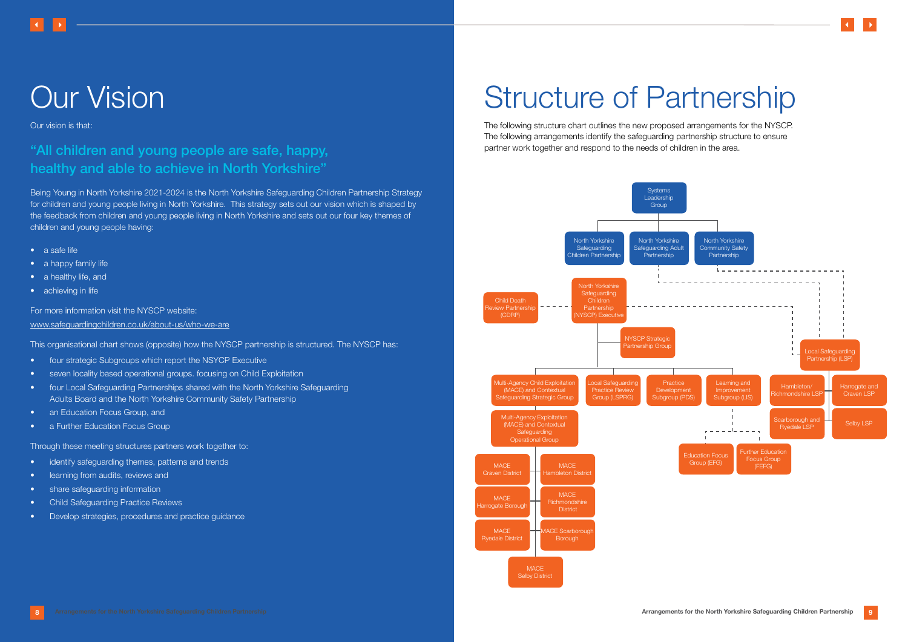# Our Vision

Our vision is that:

## "All children and young people are safe, happy, healthy and able to achieve in North Yorkshire"

Being Young in North Yorkshire 2021-2024 is the North Yorkshire Safeguarding Children Partnership Strategy for children and young people living in North Yorkshire. This strategy sets out our vision which is shaped by the feedback from children and young people living in North Yorkshire and sets out our four key themes of children and young people having:

- a safe life
- a happy family life
- a healthy life, and
- achieving in life

For more information visit the NYSCP website:
www.safeguardingchildren.co.uk/about-us/who-we-are

This organisational chart shows (opposite) how the NYSCP partnership is structured. The NYSCP has:

- four strategic Subgroups which report the NSYCP Executive
- seven locality based operational groups. focusing on Child Exploitation
- four Local Safeguarding Partnerships shared with the North Yorkshire Safeguarding Adults Board and the North Yorkshire Community Safety Partnership
- an Education Focus Group, and
- a Further Education Focus Group

Through these meeting structures partners work together to:

- identify safeguarding themes, patterns and trends
- learning from audits, reviews and
- share safeguarding information
- Child Safeguarding Practice Reviews
- Develop strategies, procedures and practice guidance

# Structure of Partnership

The following structure chart outlines the new proposed arrangements for the NYSCP. The following arrangements identify the safeguarding partnership structure to ensure partner work together and respond to the needs of children in the area.

- Systems Leadership Group
  - North Yorkshire Safeguarding Children Partnership
  - North Yorkshire Safeguarding Adult Partnership
  - North Yorkshire Community Safety Partnership
- North Yorkshire Safeguarding Children Partnership (NYSCP) Executive
  - Child Death Review Partnership (CDRP)
  - NYSCP Strategic Partnership Group
  - Multi-Agency Child Exploitation (MACE) and Contextual Safeguarding Strategic Group
    - Multi-Agency Exploitation (MACE) and Contextual Safeguarding Operational Group
      - MACE Craven District
      - MACE Hambleton District
      - MACE Harrogate Borough
      - MACE Richmondshire District
      - MACE Ryedale District
      - MACE Scarborough Borough
      - MACE Selby District
  - Local Safeguarding Practice Review Group (LSPRG)
  - Practice Development Subgroup (PDS)
  - Learning and Improvement Subgroup (LIS)
    - Education Focus Group (EFG)
    - Further Education Focus Group (FEFG)
  - Local Safeguarding Partnership (LSP)
    - Hambleton/ Richmondshire LSP
    - Harrogate and Craven LSP
    - Scarborough and Ryedale LSP
    - Selby LSP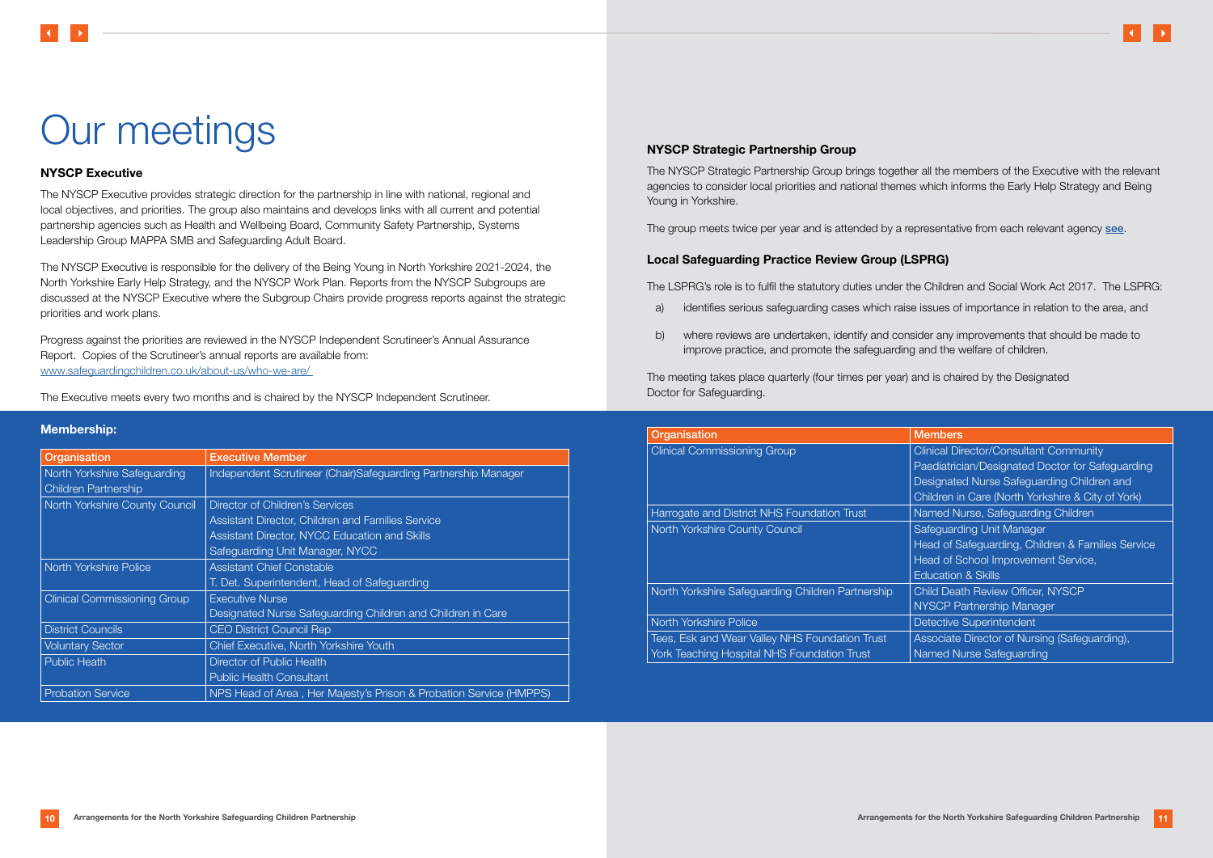# Our meetings

### NYSCP Executive

The NYSCP Executive provides strategic direction for the partnership in line with national, regional and local objectives, and priorities. The group also maintains and develops links with all current and potential partnership agencies such as Health and Wellbeing Board, Community Safety Partnership, Systems Leadership Group MAPPA SMB and Safeguarding Adult Board.

The NYSCP Executive is responsible for the delivery of the Being Young in North Yorkshire 2021-2024, the North Yorkshire Early Help Strategy, and the NYSCP Work Plan. Reports from the NYSCP Subgroups are discussed at the NYSCP Executive where the Subgroup Chairs provide progress reports against the strategic priorities and work plans.

Progress against the priorities are reviewed in the NYSCP Independent Scrutineer's Annual Assurance Report. Copies of the Scrutineer's annual reports are available from: www.safeguardingchildren.co.uk/about-us/who-we-are/

The Executive meets every two months and is chaired by the NYSCP Independent Scrutineer.

**Membership:**

| Organisation | Executive Member |
|---|---|
| North Yorkshire Safeguarding Children Partnership | Independent Scrutineer (Chair)Safeguarding Partnership Manager |
| North Yorkshire County Council | Director of Children's Services<br>Assistant Director, Children and Families Service<br>Assistant Director, NYCC Education and Skills<br>Safeguarding Unit Manager, NYCC |
| North Yorkshire Police | Assistant Chief Constable<br>T. Det. Superintendent, Head of Safeguarding |
| Clinical Commissioning Group | Executive Nurse<br>Designated Nurse Safeguarding Children and Children in Care |
| District Councils | CEO District Council Rep |
| Voluntary Sector | Chief Executive, North Yorkshire Youth |
| Public Heath | Director of Public Health<br>Public Health Consultant |
| Probation Service | NPS Head of Area , Her Majesty's Prison & Probation Service (HMPPS) |

### NYSCP Strategic Partnership Group

The NYSCP Strategic Partnership Group brings together all the members of the Executive with the relevant agencies to consider local priorities and national themes which informs the Early Help Strategy and Being Young in Yorkshire.

The group meets twice per year and is attended by a representative from each relevant agency see.

### Local Safeguarding Practice Review Group (LSPRG)

The LSPRG's role is to fulfil the statutory duties under the Children and Social Work Act 2017. The LSPRG:

a) identifies serious safeguarding cases which raise issues of importance in relation to the area, and

b) where reviews are undertaken, identify and consider any improvements that should be made to improve practice, and promote the safeguarding and the welfare of children.

The meeting takes place quarterly (four times per year) and is chaired by the Designated Doctor for Safeguarding.

| Organisation | Members |
|---|---|
| Clinical Commissioning Group | Clinical Director/Consultant Community Paediatrician/Designated Doctor for Safeguarding<br>Designated Nurse Safeguarding Children and Children in Care (North Yorkshire & City of York) |
| Harrogate and District NHS Foundation Trust | Named Nurse, Safeguarding Children |
| North Yorkshire County Council | Safeguarding Unit Manager<br>Head of Safeguarding, Children & Families Service<br>Head of School Improvement Service, Education & Skills |
| North Yorkshire Safeguarding Children Partnership | Child Death Review Officer, NYSCP<br>NYSCP Partnership Manager |
| North Yorkshire Police | Detective Superintendent |
| Tees, Esk and Wear Valley NHS Foundation Trust<br>York Teaching Hospital NHS Foundation Trust | Associate Director of Nursing (Safeguarding),<br>Named Nurse Safeguarding |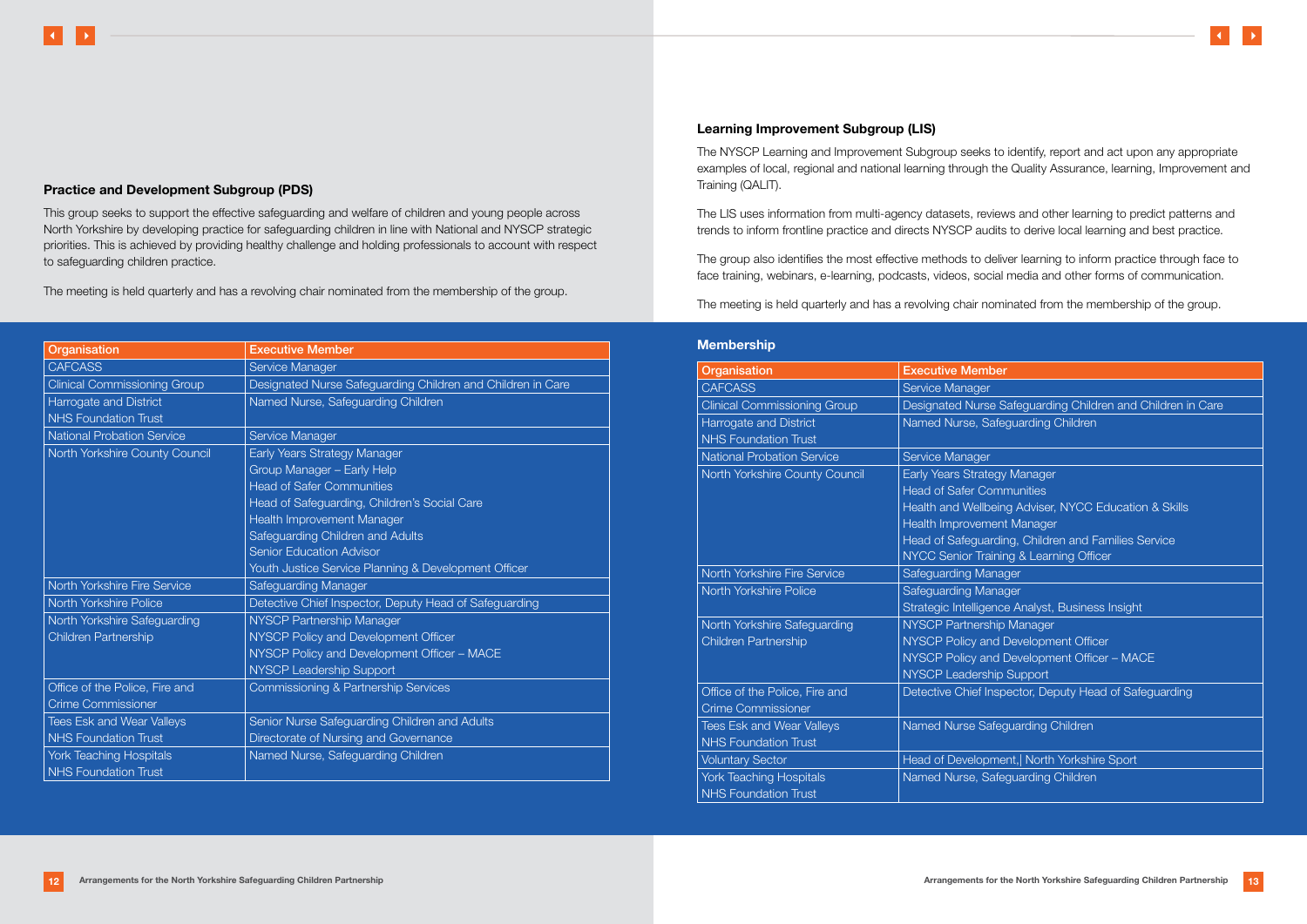### Practice and Development Subgroup (PDS)

This group seeks to support the effective safeguarding and welfare of children and young people across North Yorkshire by developing practice for safeguarding children in line with National and NYSCP strategic priorities. This is achieved by providing healthy challenge and holding professionals to account with respect to safeguarding children practice.

The meeting is held quarterly and has a revolving chair nominated from the membership of the group.

| Organisation | Executive Member |
| --- | --- |
| CAFCASS | Service Manager |
| Clinical Commissioning Group | Designated Nurse Safeguarding Children and Children in Care |
| Harrogate and District NHS Foundation Trust | Named Nurse, Safeguarding Children |
| National Probation Service | Service Manager |
| North Yorkshire County Council | Early Years Strategy Manager<br>Group Manager – Early Help<br>Head of Safer Communities<br>Head of Safeguarding, Children's Social Care<br>Health Improvement Manager<br>Safeguarding Children and Adults<br>Senior Education Advisor<br>Youth Justice Service Planning & Development Officer |
| North Yorkshire Fire Service | Safeguarding Manager |
| North Yorkshire Police | Detective Chief Inspector, Deputy Head of Safeguarding |
| North Yorkshire Safeguarding Children Partnership | NYSCP Partnership Manager<br>NYSCP Policy and Development Officer<br>NYSCP Policy and Development Officer – MACE<br>NYSCP Leadership Support |
| Office of the Police, Fire and Crime Commissioner | Commissioning & Partnership Services |
| Tees Esk and Wear Valleys NHS Foundation Trust | Senior Nurse Safeguarding Children and Adults<br>Directorate of Nursing and Governance |
| York Teaching Hospitals NHS Foundation Trust | Named Nurse, Safeguarding Children |

### Learning Improvement Subgroup (LIS)

The NYSCP Learning and Improvement Subgroup seeks to identify, report and act upon any appropriate examples of local, regional and national learning through the Quality Assurance, learning, Improvement and Training (QALIT).

The LIS uses information from multi-agency datasets, reviews and other learning to predict patterns and trends to inform frontline practice and directs NYSCP audits to derive local learning and best practice.

The group also identifies the most effective methods to deliver learning to inform practice through face to face training, webinars, e-learning, podcasts, videos, social media and other forms of communication.

The meeting is held quarterly and has a revolving chair nominated from the membership of the group.

#### Membership

| Organisation | Executive Member |
| --- | --- |
| CAFCASS | Service Manager |
| Clinical Commissioning Group | Designated Nurse Safeguarding Children and Children in Care |
| Harrogate and District NHS Foundation Trust | Named Nurse, Safeguarding Children |
| National Probation Service | Service Manager |
| North Yorkshire County Council | Early Years Strategy Manager<br>Head of Safer Communities<br>Health and Wellbeing Adviser, NYCC Education & Skills<br>Health Improvement Manager<br>Head of Safeguarding, Children and Families Service<br>NYCC Senior Training & Learning Officer |
| North Yorkshire Fire Service | Safeguarding Manager |
| North Yorkshire Police | Safeguarding Manager<br>Strategic Intelligence Analyst, Business Insight |
| North Yorkshire Safeguarding Children Partnership | NYSCP Partnership Manager<br>NYSCP Policy and Development Officer<br>NYSCP Policy and Development Officer – MACE<br>NYSCP Leadership Support |
| Office of the Police, Fire and Crime Commissioner | Detective Chief Inspector, Deputy Head of Safeguarding |
| Tees Esk and Wear Valleys NHS Foundation Trust | Named Nurse Safeguarding Children |
| Voluntary Sector | Head of Development,\| North Yorkshire Sport |
| York Teaching Hospitals NHS Foundation Trust | Named Nurse, Safeguarding Children |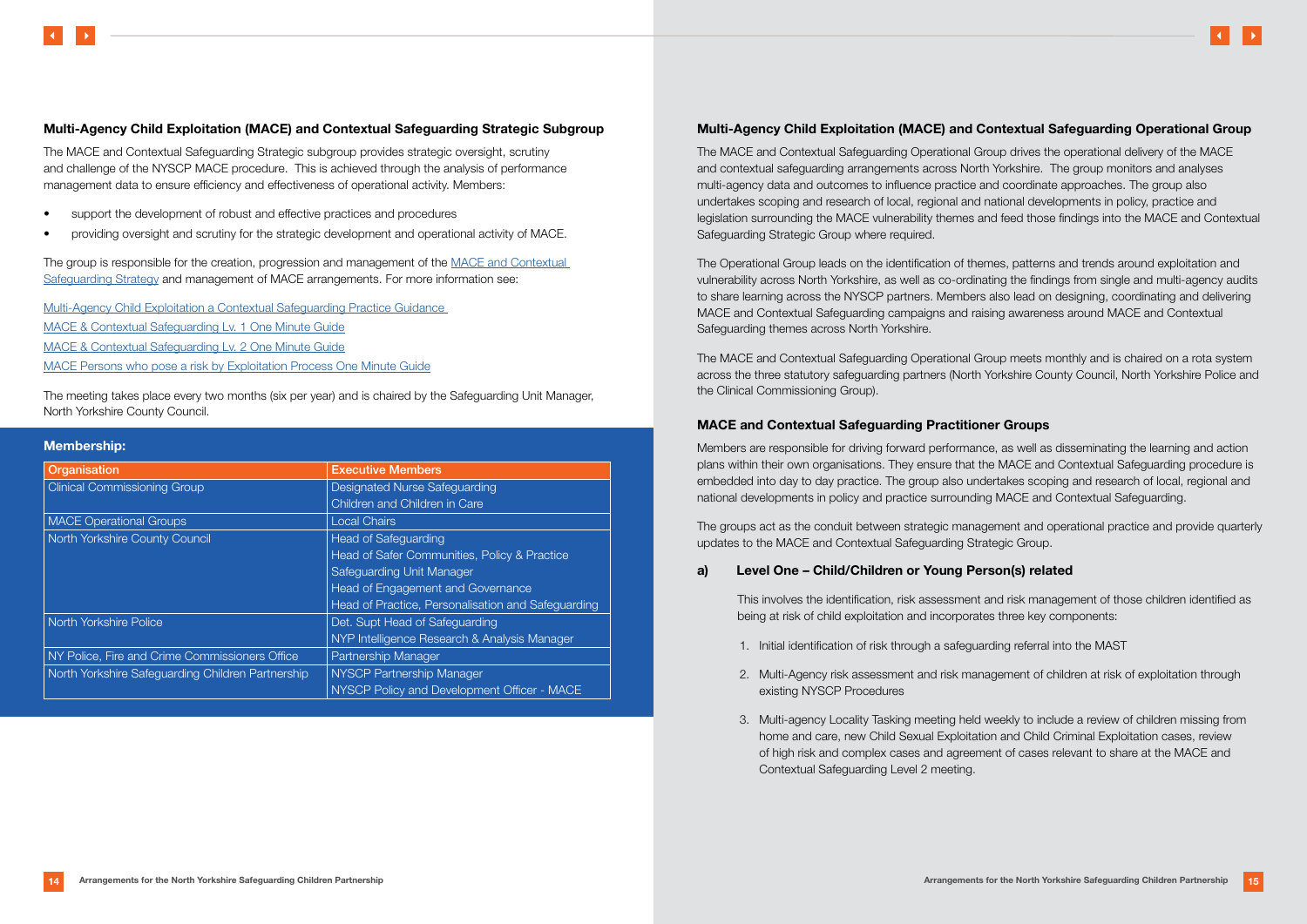## Multi-Agency Child Exploitation (MACE) and Contextual Safeguarding Strategic Subgroup

The MACE and Contextual Safeguarding Strategic subgroup provides strategic oversight, scrutiny and challenge of the NYSCP MACE procedure. This is achieved through the analysis of performance management data to ensure efficiency and effectiveness of operational activity. Members:

- support the development of robust and effective practices and procedures
- providing oversight and scrutiny for the strategic development and operational activity of MACE.

The group is responsible for the creation, progression and management of the MACE and Contextual Safeguarding Strategy and management of MACE arrangements. For more information see:

Multi-Agency Child Exploitation a Contextual Safeguarding Practice Guidance
MACE & Contextual Safeguarding Lv. 1 One Minute Guide
MACE & Contextual Safeguarding Lv. 2 One Minute Guide
MACE Persons who pose a risk by Exploitation Process One Minute Guide

The meeting takes place every two months (six per year) and is chaired by the Safeguarding Unit Manager, North Yorkshire County Council.

**Membership:**

| Organisation | Executive Members |
|---|---|
| Clinical Commissioning Group | Designated Nurse Safeguarding<br>Children and Children in Care |
| MACE Operational Groups | Local Chairs |
| North Yorkshire County Council | Head of Safeguarding<br>Head of Safer Communities, Policy & Practice<br>Safeguarding Unit Manager<br>Head of Engagement and Governance<br>Head of Practice, Personalisation and Safeguarding |
| North Yorkshire Police | Det. Supt Head of Safeguarding<br>NYP Intelligence Research & Analysis Manager |
| NY Police, Fire and Crime Commissioners Office | Partnership Manager |
| North Yorkshire Safeguarding Children Partnership | NYSCP Partnership Manager<br>NYSCP Policy and Development Officer - MACE |

## Multi-Agency Child Exploitation (MACE) and Contextual Safeguarding Operational Group

The MACE and Contextual Safeguarding Operational Group drives the operational delivery of the MACE and contextual safeguarding arrangements across North Yorkshire. The group monitors and analyses multi-agency data and outcomes to influence practice and coordinate approaches. The group also undertakes scoping and research of local, regional and national developments in policy, practice and legislation surrounding the MACE vulnerability themes and feed those findings into the MACE and Contextual Safeguarding Strategic Group where required.

The Operational Group leads on the identification of themes, patterns and trends around exploitation and vulnerability across North Yorkshire, as well as co-ordinating the findings from single and multi-agency audits to share learning across the NYSCP partners. Members also lead on designing, coordinating and delivering MACE and Contextual Safeguarding campaigns and raising awareness around MACE and Contextual Safeguarding themes across North Yorkshire.

The MACE and Contextual Safeguarding Operational Group meets monthly and is chaired on a rota system across the three statutory safeguarding partners (North Yorkshire County Council, North Yorkshire Police and the Clinical Commissioning Group).

## MACE and Contextual Safeguarding Practitioner Groups

Members are responsible for driving forward performance, as well as disseminating the learning and action plans within their own organisations. They ensure that the MACE and Contextual Safeguarding procedure is embedded into day to day practice. The group also undertakes scoping and research of local, regional and national developments in policy and practice surrounding MACE and Contextual Safeguarding.

The groups act as the conduit between strategic management and operational practice and provide quarterly updates to the MACE and Contextual Safeguarding Strategic Group.

### a) Level One – Child/Children or Young Person(s) related

This involves the identification, risk assessment and risk management of those children identified as being at risk of child exploitation and incorporates three key components:

1. Initial identification of risk through a safeguarding referral into the MAST
2. Multi-Agency risk assessment and risk management of children at risk of exploitation through existing NYSCP Procedures
3. Multi-agency Locality Tasking meeting held weekly to include a review of children missing from home and care, new Child Sexual Exploitation and Child Criminal Exploitation cases, review of high risk and complex cases and agreement of cases relevant to share at the MACE and Contextual Safeguarding Level 2 meeting.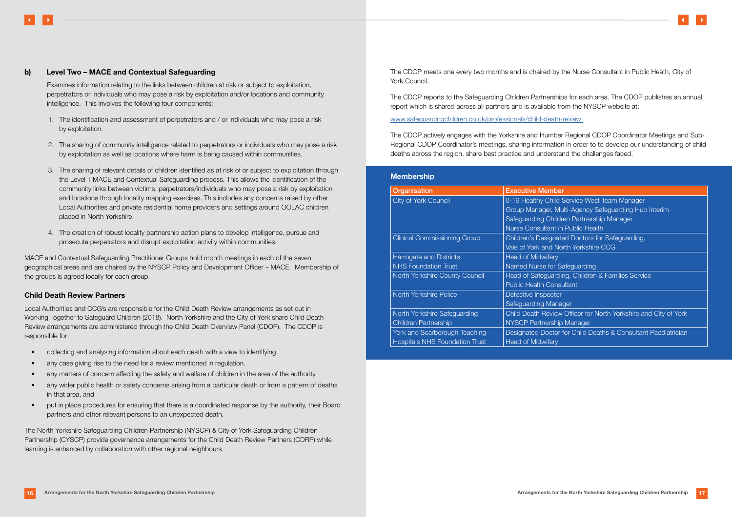### b) Level Two – MACE and Contextual Safeguarding

Examines information relating to the links between children at risk or subject to exploitation, perpetrators or individuals who may pose a risk by exploitation and/or locations and community intelligence. This involves the following four components:

1. The identification and assessment of perpetrators and / or individuals who may pose a risk by exploitation.
2. The sharing of community intelligence related to perpetrators or individuals who may pose a risk by exploitation as well as locations where harm is being caused within communities.
3. The sharing of relevant details of children identified as at risk of or subject to exploitation through the Level 1 MACE and Contextual Safeguarding process. This allows the identification of the community links between victims, perpetrators/individuals who may pose a risk by exploitation and locations through locality mapping exercises. This includes any concerns raised by other Local Authorities and private residential home providers and settings around OOLAC children placed in North Yorkshire.
4. The creation of robust locality partnership action plans to develop intelligence, pursue and prosecute perpetrators and disrupt exploitation activity within communities.

MACE and Contextual Safeguarding Practitioner Groups hold month meetings in each of the seven geographical areas and are chaired by the NYSCP Policy and Development Officer – MACE. Membership of the groups is agreed locally for each group.

### Child Death Review Partners

Local Authorities and CCG's are responsible for the Child Death Review arrangements as set out in Working Together to Safeguard Children (2018). North Yorkshire and the City of York share Child Death Review arrangements are administered through the Child Death Overview Panel (CDOP). The CDOP is responsible for:

- collecting and analysing information about each death with a view to identifying.
- any case giving rise to the need for a review mentioned in regulation.
- any matters of concern affecting the safety and welfare of children in the area of the authority.
- any wider public health or safety concerns arising from a particular death or from a pattern of deaths in that area, and
- put in place procedures for ensuring that there is a coordinated response by the authority, their Board partners and other relevant persons to an unexpected death.

The North Yorkshire Safeguarding Children Partnership (NYSCP) & City of York Safeguarding Children Partnership (CYSCP) provide governance arrangements for the Child Death Review Partners (CDRP) while learning is enhanced by collaboration with other regional neighbours.

The CDOP meets one every two months and is chaired by the Nurse Consultant in Public Heath, City of York Council.

The CDOP reports to the Safeguarding Children Partnerships for each area. The CDOP publishes an annual report which is shared across all partners and is available from the NYSCP website at:

www.safeguardingchildren.co.uk/professionals/child-death-review

The CDOP actively engages with the Yorkshire and Humber Regional CDOP Coordinator Meetings and Sub-Regional CDOP Coordinator's meetings, sharing information in order to to develop our understanding of child deaths across the region, share best practice and understand the challenges faced.

### Membership

| Organisation | Executive Member |
|---|---|
| City of York Council | 0-19 Healthy Child Service West Team Manager<br>Group Manager, Multi-Agency Safeguarding Hub Interim<br>Safeguarding Children Partnership Manager<br>Nurse Consultant in Public Health |
| Clinical Commissioning Group | Children's Designated Doctors for Safeguarding,<br>Vale of York and North Yorkshire CCG |
| Harrogate and Districts NHS Foundation Trust | Head of Midwifery<br>Named Nurse for Safeguarding |
| North Yorkshire County Council | Head of Safeguarding, Children & Families Service<br>Public Health Consultant |
| North Yorkshire Police | Detective Inspector<br>Safeguarding Manager |
| North Yorkshire Safeguarding Children Partnership | Child Death Review Officer for North Yorkshire and City of York<br>NYSCP Partnership Manager |
| York and Scarborough Teaching Hospitals NHS Foundation Trust | Designated Doctor for Child Deaths & Consultant Paediatrician<br>Head of Midwifery |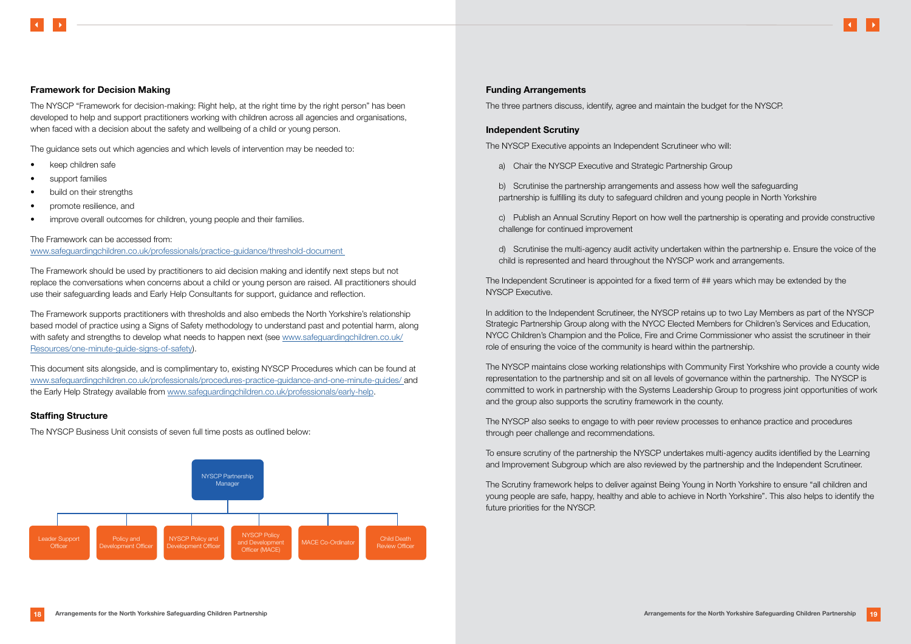## Framework for Decision Making

The NYSCP "Framework for decision-making: Right help, at the right time by the right person" has been developed to help and support practitioners working with children across all agencies and organisations, when faced with a decision about the safety and wellbeing of a child or young person.

The guidance sets out which agencies and which levels of intervention may be needed to:

- keep children safe
- support families
- build on their strengths
- promote resilience, and
- improve overall outcomes for children, young people and their families.

The Framework can be accessed from:
www.safeguardingchildren.co.uk/professionals/practice-guidance/threshold-document

The Framework should be used by practitioners to aid decision making and identify next steps but not replace the conversations when concerns about a child or young person are raised. All practitioners should use their safeguarding leads and Early Help Consultants for support, guidance and reflection.

The Framework supports practitioners with thresholds and also embeds the North Yorkshire's relationship based model of practice using a Signs of Safety methodology to understand past and potential harm, along with safety and strengths to develop what needs to happen next (see www.safeguardingchildren.co.uk/Resources/one-minute-guide-signs-of-safety).

This document sits alongside, and is complimentary to, existing NYSCP Procedures which can be found at www.safeguardingchildren.co.uk/professionals/procedures-practice-guidance-and-one-minute-guides/ and the Early Help Strategy available from www.safeguardingchildren.co.uk/professionals/early-help.

## Staffing Structure

The NYSCP Business Unit consists of seven full time posts as outlined below:

- NYSCP Partnership Manager
  - Leader Support Officer
  - Policy and Development Officer
  - NYSCP Policy and Development Officer
  - NYSCP Policy and Development Officer (MACE)
  - MACE Co-Ordinator
  - Child Death Review Officer

## Funding Arrangements

The three partners discuss, identify, agree and maintain the budget for the NYSCP.

## Independent Scrutiny

The NYSCP Executive appoints an Independent Scrutineer who will:

a) Chair the NYSCP Executive and Strategic Partnership Group

b) Scrutinise the partnership arrangements and assess how well the safeguarding partnership is fulfilling its duty to safeguard children and young people in North Yorkshire

c) Publish an Annual Scrutiny Report on how well the partnership is operating and provide constructive challenge for continued improvement

d) Scrutinise the multi-agency audit activity undertaken within the partnership e. Ensure the voice of the child is represented and heard throughout the NYSCP work and arrangements.

The Independent Scrutineer is appointed for a fixed term of ## years which may be extended by the NYSCP Executive.

In addition to the Independent Scrutineer, the NYSCP retains up to two Lay Members as part of the NYSCP Strategic Partnership Group along with the NYCC Elected Members for Children's Services and Education, NYCC Children's Champion and the Police, Fire and Crime Commissioner who assist the scrutineer in their role of ensuring the voice of the community is heard within the partnership.

The NYSCP maintains close working relationships with Community First Yorkshire who provide a county wide representation to the partnership and sit on all levels of governance within the partnership. The NYSCP is committed to work in partnership with the Systems Leadership Group to progress joint opportunities of work and the group also supports the scrutiny framework in the county.

The NYSCP also seeks to engage to with peer review processes to enhance practice and procedures through peer challenge and recommendations.

To ensure scrutiny of the partnership the NYSCP undertakes multi-agency audits identified by the Learning and Improvement Subgroup which are also reviewed by the partnership and the Independent Scrutineer.

The Scrutiny framework helps to deliver against Being Young in North Yorkshire to ensure "all children and young people are safe, happy, healthy and able to achieve in North Yorkshire". This also helps to identify the future priorities for the NYSCP.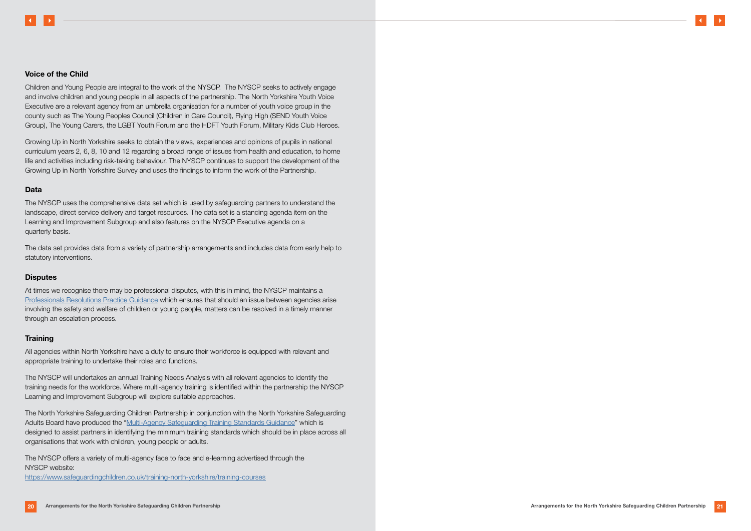### Voice of the Child

Children and Young People are integral to the work of the NYSCP. The NYSCP seeks to actively engage and involve children and young people in all aspects of the partnership. The North Yorkshire Youth Voice Executive are a relevant agency from an umbrella organisation for a number of youth voice group in the county such as The Young Peoples Council (Children in Care Council), Flying High (SEND Youth Voice Group), The Young Carers, the LGBT Youth Forum and the HDFT Youth Forum, Military Kids Club Heroes.

Growing Up in North Yorkshire seeks to obtain the views, experiences and opinions of pupils in national curriculum years 2, 6, 8, 10 and 12 regarding a broad range of issues from health and education, to home life and activities including risk-taking behaviour. The NYSCP continues to support the development of the Growing Up in North Yorkshire Survey and uses the findings to inform the work of the Partnership.

### Data

The NYSCP uses the comprehensive data set which is used by safeguarding partners to understand the landscape, direct service delivery and target resources. The data set is a standing agenda item on the Learning and Improvement Subgroup and also features on the NYSCP Executive agenda on a quarterly basis.

The data set provides data from a variety of partnership arrangements and includes data from early help to statutory interventions.

### Disputes

At times we recognise there may be professional disputes, with this in mind, the NYSCP maintains a Professionals Resolutions Practice Guidance which ensures that should an issue between agencies arise involving the safety and welfare of children or young people, matters can be resolved in a timely manner through an escalation process.

### Training

All agencies within North Yorkshire have a duty to ensure their workforce is equipped with relevant and appropriate training to undertake their roles and functions.

The NYSCP will undertakes an annual Training Needs Analysis with all relevant agencies to identify the training needs for the workforce. Where multi-agency training is identified within the partnership the NYSCP Learning and Improvement Subgroup will explore suitable approaches.

The North Yorkshire Safeguarding Children Partnership in conjunction with the North Yorkshire Safeguarding Adults Board have produced the "Multi-Agency Safeguarding Training Standards Guidance" which is designed to assist partners in identifying the minimum training standards which should be in place across all organisations that work with children, young people or adults.

The NYSCP offers a variety of multi-agency face to face and e-learning advertised through the NYSCP website:
https://www.safeguardingchildren.co.uk/training-north-yorkshire/training-courses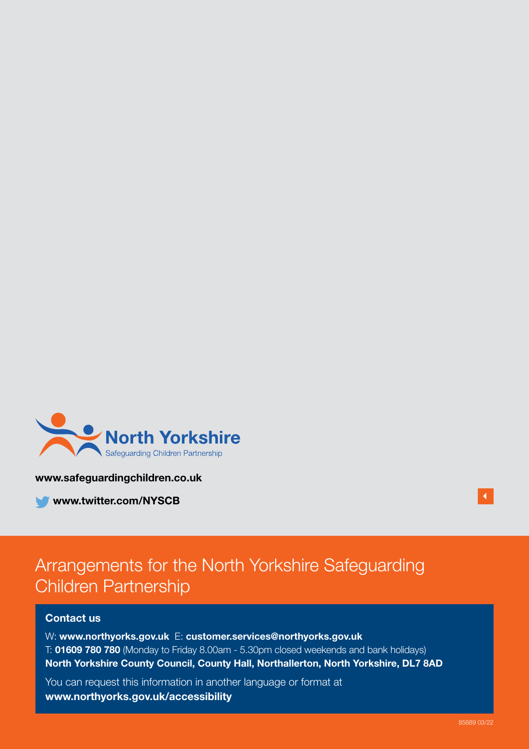**North Yorkshire**
Safeguarding Children Partnership

**www.safeguardingchildren.co.uk**

**www.twitter.com/NYSCB**

# Arrangements for the North Yorkshire Safeguarding Children Partnership

**Contact us**

W: **www.northyorks.gov.uk** E: **customer.services@northyorks.gov.uk**
T: **01609 780 780** (Monday to Friday 8.00am - 5.30pm closed weekends and bank holidays)
**North Yorkshire County Council, County Hall, Northallerton, North Yorkshire, DL7 8AD**

You can request this information in another language or format at
**www.northyorks.gov.uk/accessibility**

85889 03/22